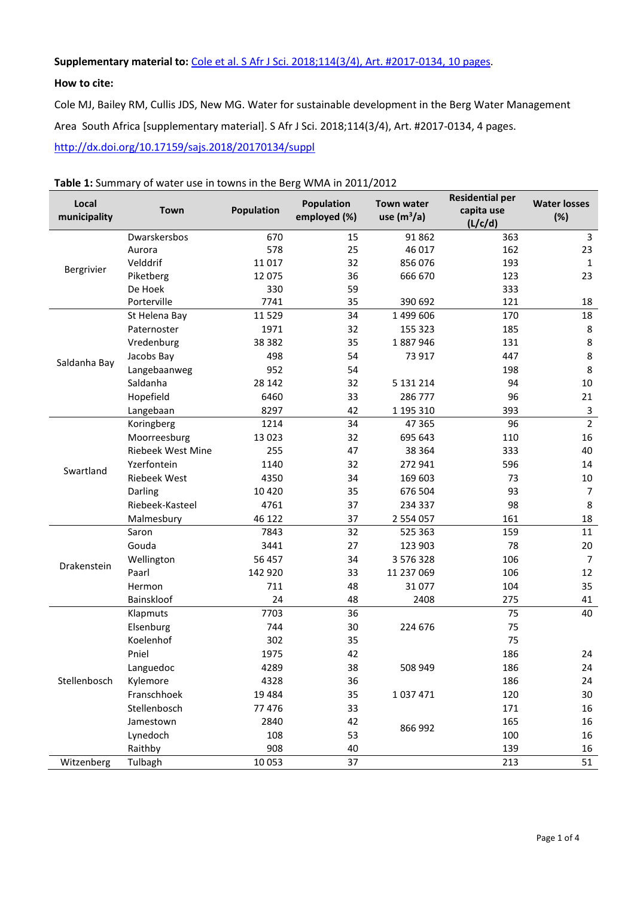**Supplementary material to:** [Cole et al. S Afr J Sci. 2018;114(3/4), Art. #2017-0134, 10 pages](http://dx.doi.org/10.17159/sajs.2018/20170134).

**How to cite:**

Cole MJ, Bailey RM, Cullis JDS, New MG. Water for sustainable development in the Berg Water Management Area South Africa [supplementary material]. S Afr J Sci. 2018;114(3/4), Art. #2017-0134, 4 pages.

http://dx.doi.org/10.17159/sajs.2018/20170134/suppl

**Table 1:** Summary of water use in towns in the Berg WMA in 2011/2012

| Local municipality | Town | Population | Population employed (%) | Town water use ($m^3$/a) | Residential per capita use (L/c/d) | Water losses (%) |
|---|---|---|---|---|---|---|
| Bergrivier | Dwarskersbos | 670 | 15 | 91 862 | 363 | 3 |
| | Aurora | 578 | 25 | 46 017 | 162 | 23 |
| | Velddrif | 11 017 | 32 | 856 076 | 193 | 1 |
| | Piketberg | 12 075 | 36 | 666 670 | 123 | 23 |
| | De Hoek | 330 | 59 | | 333 | |
| | Porterville | 7741 | 35 | 390 692 | 121 | 18 |
| Saldanha Bay | St Helena Bay | 11 529 | 34 | 1 499 606 | 170 | 18 |
| | Paternoster | 1971 | 32 | 155 323 | 185 | 8 |
| | Vredenburg | 38 382 | 35 | 1 887 946 | 131 | 8 |
| | Jacobs Bay | 498 | 54 | 73 917 | 447 | 8 |
| | Langebaanweg | 952 | 54 | | 198 | 8 |
| | Saldanha | 28 142 | 32 | 5 131 214 | 94 | 10 |
| | Hopefield | 6460 | 33 | 286 777 | 96 | 21 |
| | Langebaan | 8297 | 42 | 1 195 310 | 393 | 3 |
| Swartland | Koringberg | 1214 | 34 | 47 365 | 96 | 2 |
| | Moorreesburg | 13 023 | 32 | 695 643 | 110 | 16 |
| | Riebeek West Mine | 255 | 47 | 38 364 | 333 | 40 |
| | Yzerfontein | 1140 | 32 | 272 941 | 596 | 14 |
| | Riebeek West | 4350 | 34 | 169 603 | 73 | 10 |
| | Darling | 10 420 | 35 | 676 504 | 93 | 7 |
| | Riebeek-Kasteel | 4761 | 37 | 234 337 | 98 | 8 |
| | Malmesbury | 46 122 | 37 | 2 554 057 | 161 | 18 |
| Drakenstein | Saron | 7843 | 32 | 525 363 | 159 | 11 |
| | Gouda | 3441 | 27 | 123 903 | 78 | 20 |
| | Wellington | 56 457 | 34 | 3 576 328 | 106 | 7 |
| | Paarl | 142 920 | 33 | 11 237 069 | 106 | 12 |
| | Hermon | 711 | 48 | 31 077 | 104 | 35 |
| | Bainskloof | 24 | 48 | 2408 | 275 | 41 |
| Stellenbosch | Klapmuts | 7703 | 36 | 224 676 | 75 | 40 |
| | Elsenburg | 744 | 30 | | 75 | |
| | Koelenhof | 302 | 35 | | 75 | |
| | Pniel | 1975 | 42 | 508 949 | 186 | 24 |
| | Languedoc | 4289 | 38 | | 186 | 24 |
| | Kylemore | 4328 | 36 | | 186 | 24 |
| | Franschhoek | 19 484 | 35 | 1 037 471 | 120 | 30 |
| | Stellenbosch | 77 476 | 33 | 866 992 | 171 | 16 |
| | Jamestown | 2840 | 42 | | 165 | 16 |
| | Lynedoch | 108 | 53 | | 100 | 16 |
| | Raithby | 908 | 40 | | 139 | 16 |
| Witzenberg | Tulbagh | 10 053 | 37 | | 213 | 51 |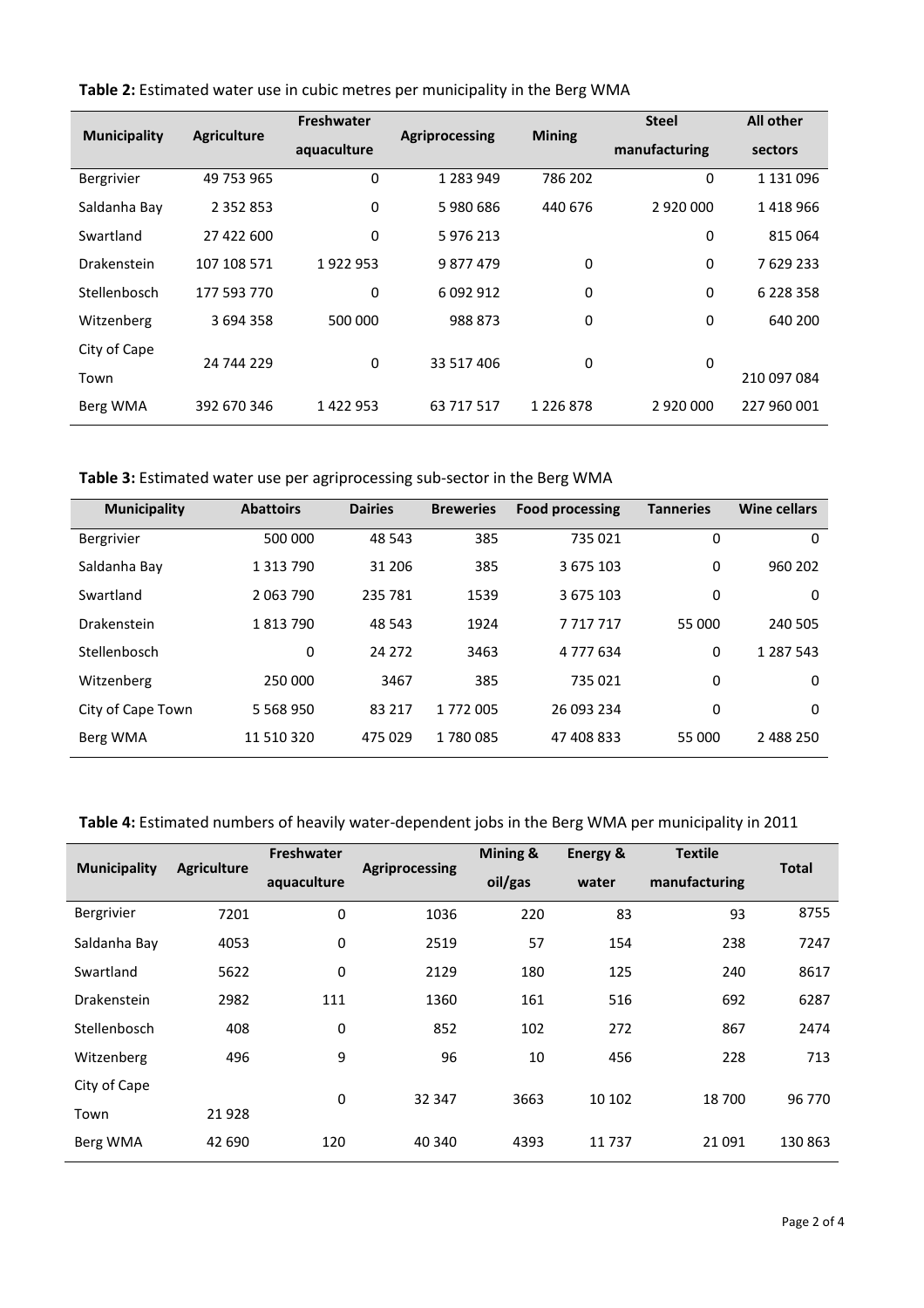**Table 2:** Estimated water use in cubic metres per municipality in the Berg WMA

| Municipality | Agriculture | Freshwater aquaculture | Agriprocessing | Mining | Steel manufacturing | All other sectors |
|---|---|---|---|---|---|---|
| Bergrivier | 49 753 965 | 0 | 1 283 949 | 786 202 | 0 | 1 131 096 |
| Saldanha Bay | 2 352 853 | 0 | 5 980 686 | 440 676 | 2 920 000 | 1 418 966 |
| Swartland | 27 422 600 | 0 | 5 976 213 | | 0 | 815 064 |
| Drakenstein | 107 108 571 | 1 922 953 | 9 877 479 | 0 | 0 | 7 629 233 |
| Stellenbosch | 177 593 770 | 0 | 6 092 912 | 0 | 0 | 6 228 358 |
| Witzenberg | 3 694 358 | 500 000 | 988 873 | 0 | 0 | 640 200 |
| City of Cape Town | 24 744 229 | 0 | 33 517 406 | 0 | 0 | 210 097 084 |
| Berg WMA | 392 670 346 | 1 422 953 | 63 717 517 | 1 226 878 | 2 920 000 | 227 960 001 |

**Table 3:** Estimated water use per agriprocessing sub-sector in the Berg WMA

| Municipality | Abattoirs | Dairies | Breweries | Food processing | Tanneries | Wine cellars |
|---|---|---|---|---|---|---|
| Bergrivier | 500 000 | 48 543 | 385 | 735 021 | 0 | 0 |
| Saldanha Bay | 1 313 790 | 31 206 | 385 | 3 675 103 | 0 | 960 202 |
| Swartland | 2 063 790 | 235 781 | 1539 | 3 675 103 | 0 | 0 |
| Drakenstein | 1 813 790 | 48 543 | 1924 | 7 717 717 | 55 000 | 240 505 |
| Stellenbosch | 0 | 24 272 | 3463 | 4 777 634 | 0 | 1 287 543 |
| Witzenberg | 250 000 | 3467 | 385 | 735 021 | 0 | 0 |
| City of Cape Town | 5 568 950 | 83 217 | 1 772 005 | 26 093 234 | 0 | 0 |
| Berg WMA | 11 510 320 | 475 029 | 1 780 085 | 47 408 833 | 55 000 | 2 488 250 |

**Table 4:** Estimated numbers of heavily water-dependent jobs in the Berg WMA per municipality in 2011

| Municipality | Agriculture | Freshwater aquaculture | Agriprocessing | Mining & oil/gas | Energy & water | Textile manufacturing | Total |
|---|---|---|---|---|---|---|---|
| Bergrivier | 7201 | 0 | 1036 | 220 | 83 | 93 | 8755 |
| Saldanha Bay | 4053 | 0 | 2519 | 57 | 154 | 238 | 7247 |
| Swartland | 5622 | 0 | 2129 | 180 | 125 | 240 | 8617 |
| Drakenstein | 2982 | 111 | 1360 | 161 | 516 | 692 | 6287 |
| Stellenbosch | 408 | 0 | 852 | 102 | 272 | 867 | 2474 |
| Witzenberg | 496 | 9 | 96 | 10 | 456 | 228 | 713 |
| City of Cape Town | 21 928 | 0 | 32 347 | 3663 | 10 102 | 18 700 | 96 770 |
| Berg WMA | 42 690 | 120 | 40 340 | 4393 | 11 737 | 21 091 | 130 863 |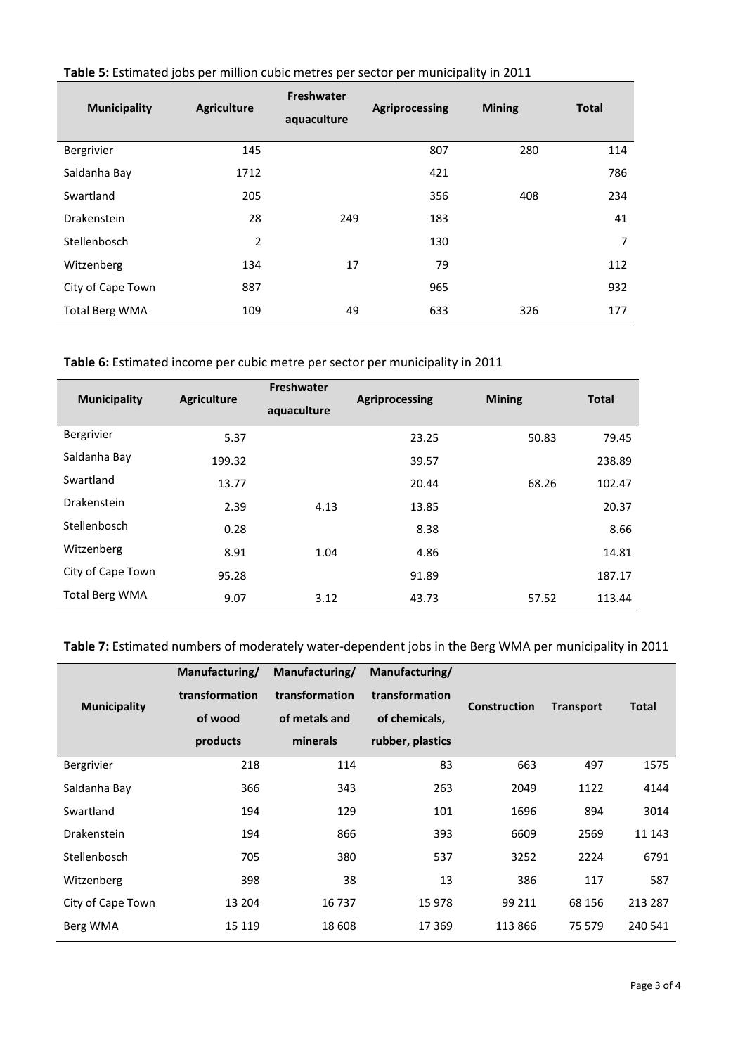**Table 5:** Estimated jobs per million cubic metres per sector per municipality in 2011

| Municipality | Agriculture | Freshwater aquaculture | Agriprocessing | Mining | Total |
|---|---|---|---|---|---|
| Bergrivier | 145 | | 807 | 280 | 114 |
| Saldanha Bay | 1712 | | 421 | | 786 |
| Swartland | 205 | | 356 | 408 | 234 |
| Drakenstein | 28 | 249 | 183 | | 41 |
| Stellenbosch | 2 | | 130 | | 7 |
| Witzenberg | 134 | 17 | 79 | | 112 |
| City of Cape Town | 887 | | 965 | | 932 |
| Total Berg WMA | 109 | 49 | 633 | 326 | 177 |

**Table 6:** Estimated income per cubic metre per sector per municipality in 2011

| Municipality | Agriculture | Freshwater aquaculture | Agriprocessing | Mining | Total |
|---|---|---|---|---|---|
| Bergrivier | 5.37 | | 23.25 | 50.83 | 79.45 |
| Saldanha Bay | 199.32 | | 39.57 | | 238.89 |
| Swartland | 13.77 | | 20.44 | 68.26 | 102.47 |
| Drakenstein | 2.39 | 4.13 | 13.85 | | 20.37 |
| Stellenbosch | 0.28 | | 8.38 | | 8.66 |
| Witzenberg | 8.91 | 1.04 | 4.86 | | 14.81 |
| City of Cape Town | 95.28 | | 91.89 | | 187.17 |
| Total Berg WMA | 9.07 | 3.12 | 43.73 | 57.52 | 113.44 |

**Table 7:** Estimated numbers of moderately water-dependent jobs in the Berg WMA per municipality in 2011

| Municipality | Manufacturing/ transformation of wood products | Manufacturing/ transformation of metals and minerals | Manufacturing/ transformation of chemicals, rubber, plastics | Construction | Transport | Total |
|---|---|---|---|---|---|---|
| Bergrivier | 218 | 114 | 83 | 663 | 497 | 1575 |
| Saldanha Bay | 366 | 343 | 263 | 2049 | 1122 | 4144 |
| Swartland | 194 | 129 | 101 | 1696 | 894 | 3014 |
| Drakenstein | 194 | 866 | 393 | 6609 | 2569 | 11 143 |
| Stellenbosch | 705 | 380 | 537 | 3252 | 2224 | 6791 |
| Witzenberg | 398 | 38 | 13 | 386 | 117 | 587 |
| City of Cape Town | 13 204 | 16 737 | 15 978 | 99 211 | 68 156 | 213 287 |
| Berg WMA | 15 119 | 18 608 | 17 369 | 113 866 | 75 579 | 240 541 |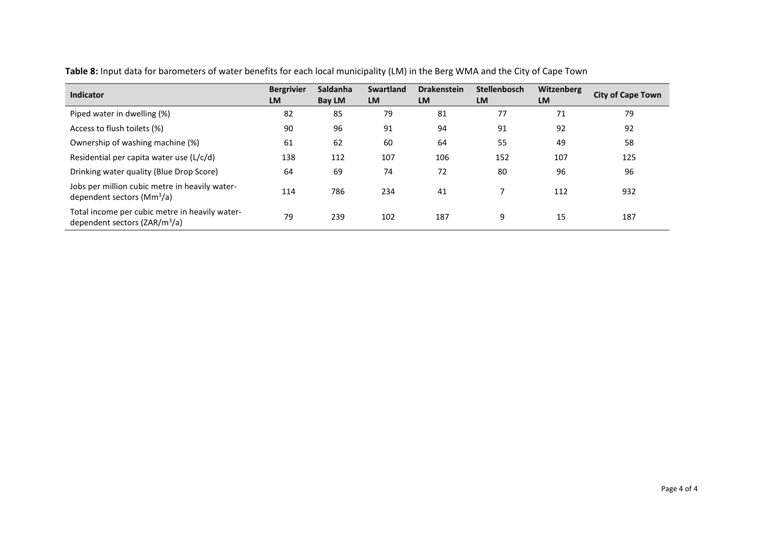**Table 8:** Input data for barometers of water benefits for each local municipality (LM) in the Berg WMA and the City of Cape Town

| Indicator | Bergrivier LM | Saldanha Bay LM | Swartland LM | Drakenstein LM | Stellenbosch LM | Witzenberg LM | City of Cape Town |
|---|---|---|---|---|---|---|---|
| Piped water in dwelling (%) | 82 | 85 | 79 | 81 | 77 | 71 | 79 |
| Access to flush toilets (%) | 90 | 96 | 91 | 94 | 91 | 92 | 92 |
| Ownership of washing machine (%) | 61 | 62 | 60 | 64 | 55 | 49 | 58 |
| Residential per capita water use (L/c/d) | 138 | 112 | 107 | 106 | 152 | 107 | 125 |
| Drinking water quality (Blue Drop Score) | 64 | 69 | 74 | 72 | 80 | 96 | 96 |
| Jobs per million cubic metre in heavily water-dependent sectors ($Mm^3/a$) | 114 | 786 | 234 | 41 | 7 | 112 | 932 |
| Total income per cubic metre in heavily water-dependent sectors ($ZAR/m^3/a$) | 79 | 239 | 102 | 187 | 9 | 15 | 187 |